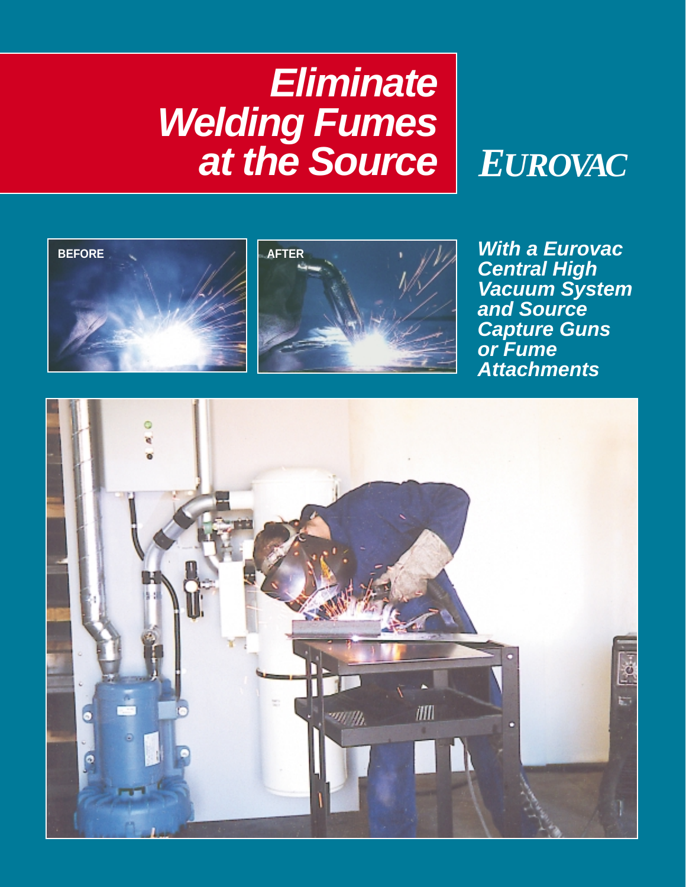# *Eliminate Welding Fumes at the Source*

**EUROVAC**

BEFORE

AFTER

***With a Eurovac Central High Vacuum System and Source Capture Guns or Fume Attachments***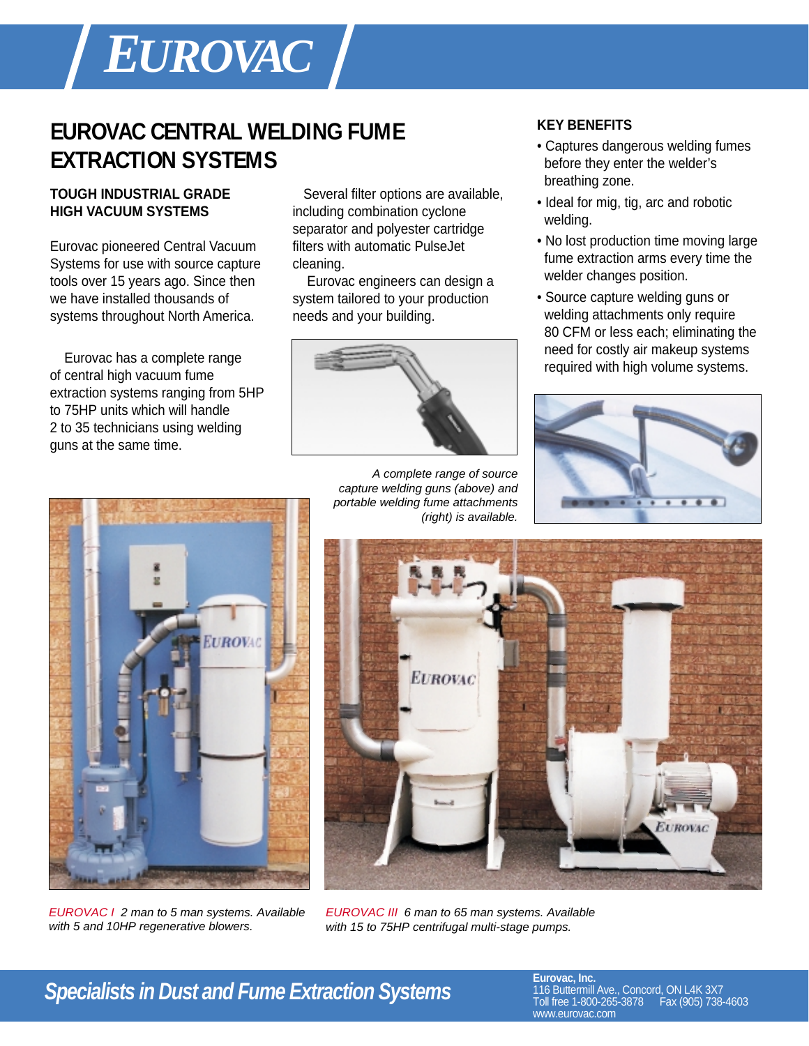# EUROVAC

## EUROVAC CENTRAL WELDING FUME EXTRACTION SYSTEMS

### TOUGH INDUSTRIAL GRADE HIGH VACUUM SYSTEMS

Eurovac pioneered Central Vacuum Systems for use with source capture tools over 15 years ago. Since then we have installed thousands of systems throughout North America.

Eurovac has a complete range of central high vacuum fume extraction systems ranging from 5HP to 75HP units which will handle 2 to 35 technicians using welding guns at the same time.

Several filter options are available, including combination cyclone separator and polyester cartridge filters with automatic PulseJet cleaning.

Eurovac engineers can design a system tailored to your production needs and your building.

*A complete range of source capture welding guns (above) and portable welding fume attachments (right) is available.*

### KEY BENEFITS

- Captures dangerous welding fumes before they enter the welder's breathing zone.
- Ideal for mig, tig, arc and robotic welding.
- No lost production time moving large fume extraction arms every time the welder changes position.
- Source capture welding guns or welding attachments only require 80 CFM or less each; eliminating the need for costly air makeup systems required with high volume systems.

*EUROVAC I 2 man to 5 man systems. Available with 5 and 10HP regenerative blowers.*

*EUROVAC III 6 man to 65 man systems. Available with 15 to 75HP centrifugal multi-stage pumps.*

***Specialists in Dust and Fume Extraction Systems***

**Eurovac, Inc.**
116 Buttermill Ave., Concord, ON L4K 3X7
Toll free 1-800-265-3878 Fax (905) 738-4603
www.eurovac.com